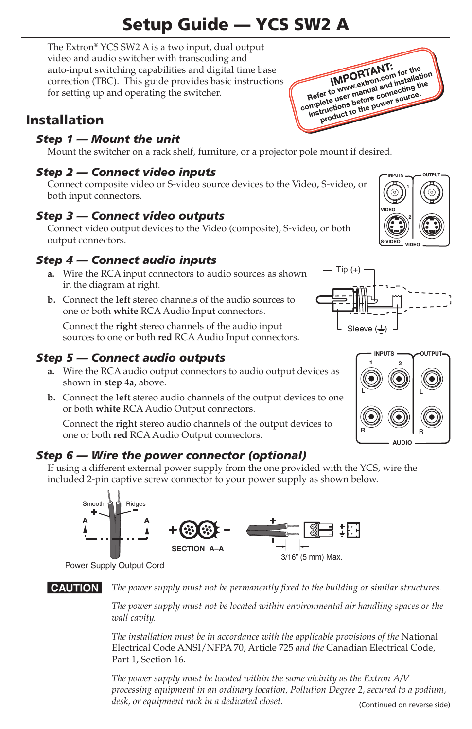# Setup Guide — YCS SW2 A

The Extron® YCS SW2 A is a two input, dual output video and audio switcher with transcoding and auto-input switching capabilities and digital time base correction (TBC). This guide provides basic instructions for setting up and operating the switcher.

**IMPORTANT:** Refer to www.extron.com for the complete user manual and installation instructions before connecting the product to the power source.

## Installation

### *Step 1 — Mount the unit*

Mount the switcher on a rack shelf, furniture, or a projector pole mount if desired.

### *Step 2 — Connect video inputs*

Connect composite video or S-video source devices to the Video, S-video, or both input connectors.

### *Step 3 — Connect video outputs*

Connect video output devices to the Video (composite), S-video, or both output connectors.

### *Step 4 — Connect audio inputs*

**a.** Wire the RCA input connectors to audio sources as shown in the diagram at right.

**b.** Connect the **left** stereo channels of the audio sources to one or both **white** RCA Audio Input connectors.

Connect the **right** stereo channels of the audio input sources to one or both **red** RCA Audio Input connectors.

### *Step 5 — Connect audio outputs*

**a.** Wire the RCA audio output connectors to audio output devices as shown in **step 4a**, above.

**b.** Connect the **left** stereo audio channels of the output devices to one or both **white** RCA Audio Output connectors.

Connect the **right** stereo audio channels of the output devices to one or both **red** RCA Audio Output connectors.

### *Step 6 — Wire the power connector (optional)*

If using a different external power supply from the one provided with the YCS, wire the included 2-pin captive screw connector to your power supply as shown below.

**CAUTION** *The power supply must not be permanently fixed to the building or similar structures.*

*The power supply must not be located within environmental air handling spaces or the wall cavity.*

*The installation must be in accordance with the applicable provisions of the* National Electrical Code ANSI/NFPA 70, Article 725 *and the* Canadian Electrical Code, Part 1, Section 16*.*

*The power supply must be located within the same vicinity as the Extron A/V processing equipment in an ordinary location, Pollution Degree 2, secured to a podium, desk, or equipment rack in a dedicated closet.*

(Continued on reverse side)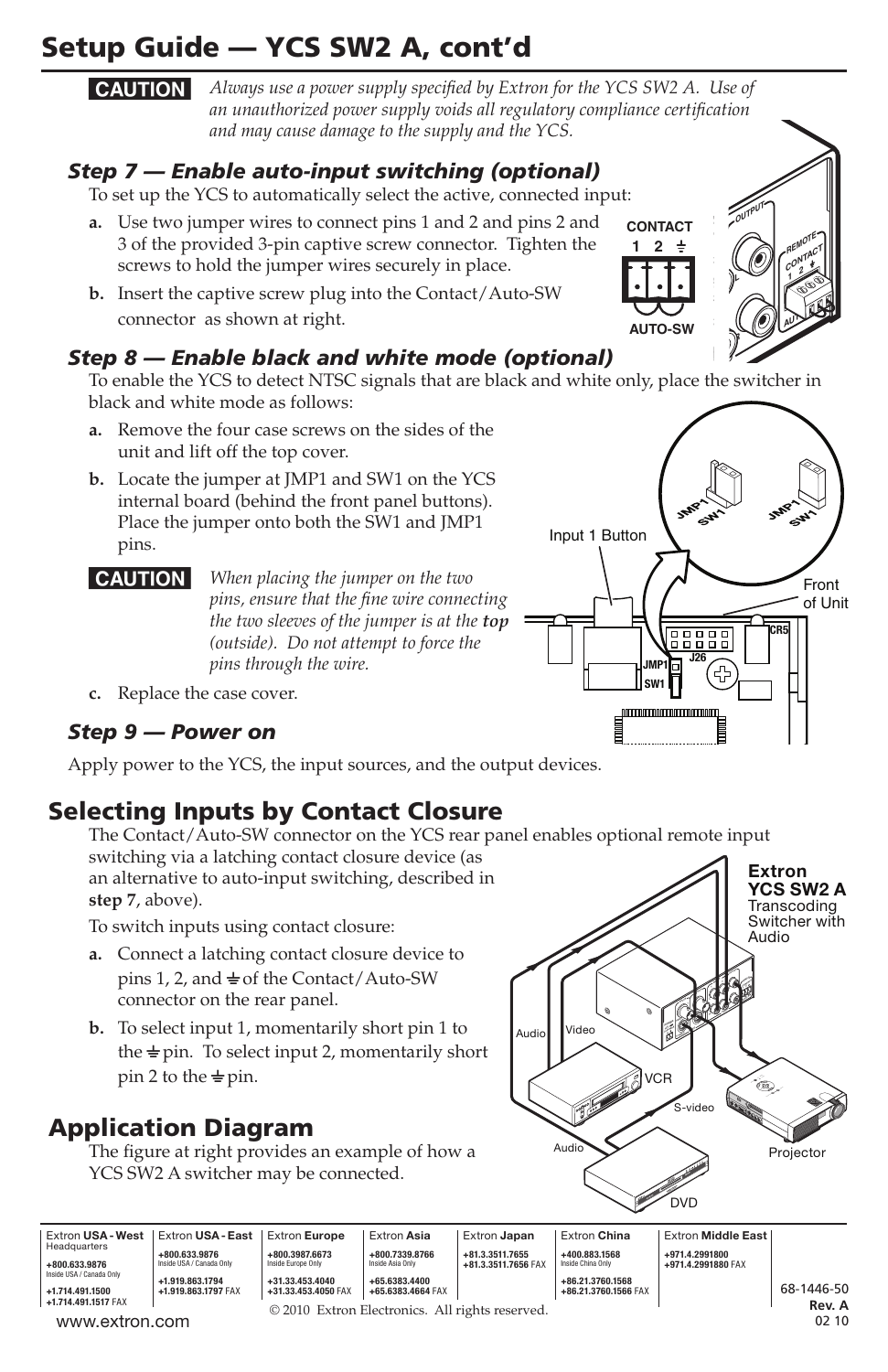# Setup Guide — YCS SW2 A, cont'd

**CAUTION** *Always use a power supply specified by Extron for the YCS SW2 A. Use of an unauthorized power supply voids all regulatory compliance certification and may cause damage to the supply and the YCS.*

### Step 7 — Enable auto-input switching (optional)

To set up the YCS to automatically select the active, connected input:

**a.** Use two jumper wires to connect pins 1 and 2 and pins 2 and 3 of the provided 3-pin captive screw connector. Tighten the screws to hold the jumper wires securely in place.

**b.** Insert the captive screw plug into the Contact/Auto-SW connector as shown at right.

CONTACT
1 2 ⏚
AUTO-SW

### Step 8 — Enable black and white mode (optional)

To enable the YCS to detect NTSC signals that are black and white only, place the switcher in black and white mode as follows:

**a.** Remove the four case screws on the sides of the unit and lift off the top cover.

**b.** Locate the jumper at JMP1 and SW1 on the YCS internal board (behind the front panel buttons). Place the jumper onto both the SW1 and JMP1 pins.

**CAUTION** *When placing the jumper on the two pins, ensure that the fine wire connecting the two sleeves of the jumper is at the **top** (outside). Do not attempt to force the pins through the wire.*

**c.** Replace the case cover.

Input 1 Button
Front of Unit
JMP1
SW1
J26
CR5

### Step 9 — Power on

Apply power to the YCS, the input sources, and the output devices.

## Selecting Inputs by Contact Closure

The Contact/Auto-SW connector on the YCS rear panel enables optional remote input switching via a latching contact closure device (as an alternative to auto-input switching, described in **step 7**, above).

To switch inputs using contact closure:

**a.** Connect a latching contact closure device to pins 1, 2, and ⏚ of the Contact/Auto-SW connector on the rear panel.

**b.** To select input 1, momentarily short pin 1 to the ⏚ pin. To select input 2, momentarily short pin 2 to the ⏚ pin.

## Application Diagram

The figure at right provides an example of how a YCS SW2 A switcher may be connected.

**Extron YCS SW2 A**
Transcoding Switcher with Audio

Audio
Video
VCR
S-video
Audio
Projector
DVD

Extron **USA - West** Headquarters
**+800.633.9876** Inside USA / Canada Only
**+1.714.491.1500**
**+1.714.491.1517** FAX

Extron **USA - East**
**+800.633.9876** Inside USA / Canada Only
**+1.919.863.1794**
**+1.919.863.1797** FAX

Extron **Europe**
**+800.3987.6673** Inside Europe Only
**+31.33.453.4040**
**+31.33.453.4050** FAX

Extron **Asia**
**+800.7339.8766** Inside Asia Only
**+65.6383.4400**
**+65.6383.4664** FAX

Extron **Japan**
**+81.3.3511.7655**
**+81.3.3511.7656** FAX

Extron **China**
**+400.883.1568** Inside China Only
**+86.21.3760.1568**
**+86.21.3760.1566** FAX

Extron **Middle East**
**+971.4.2991800**
**+971.4.2991880** FAX

www.extron.com

© 2010 Extron Electronics. All rights reserved.

68-1446-50
**Rev. A**
02 10